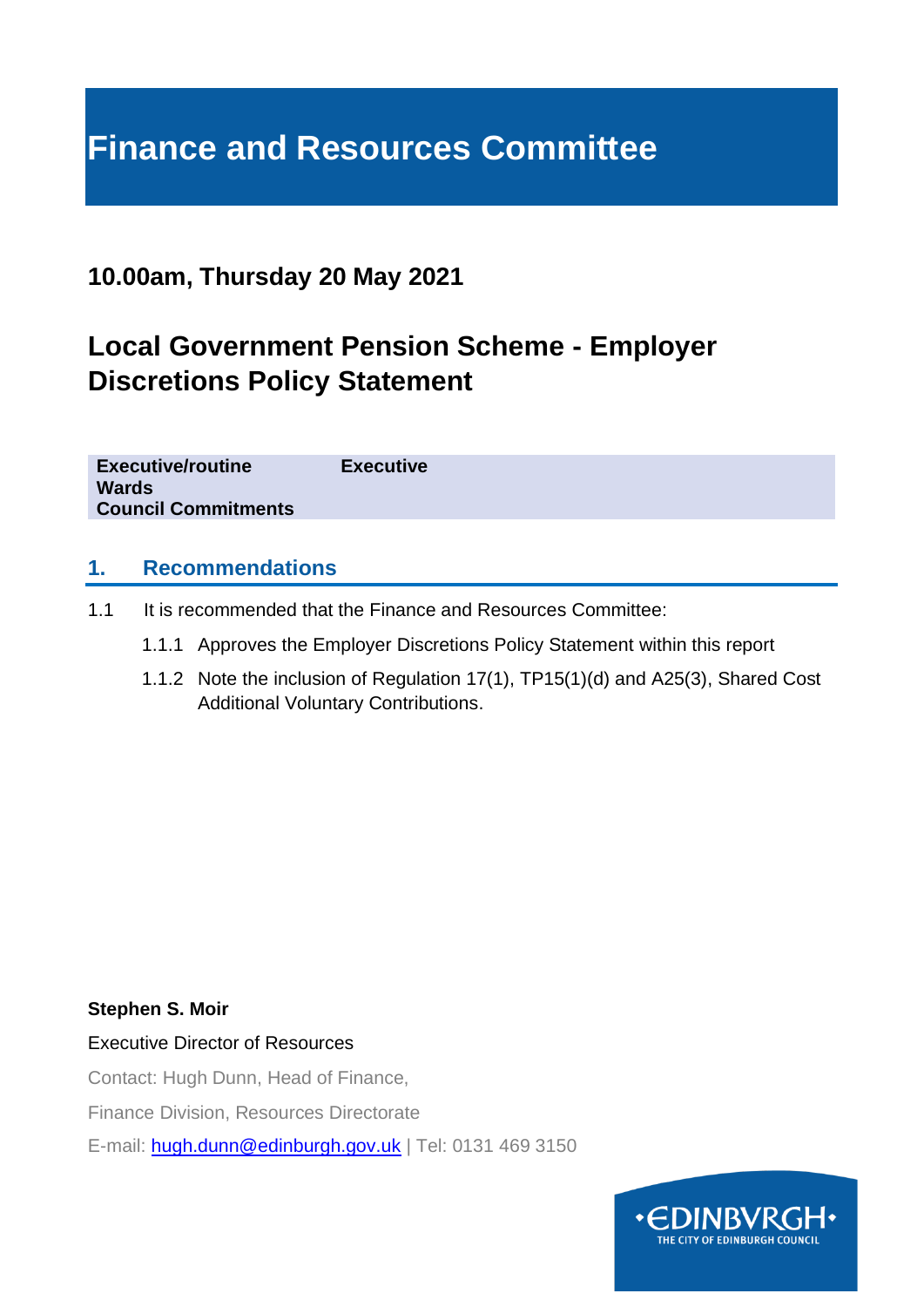# Finance and Resources Committee

## 10.00am, Thursday 20 May 2021

## Local Government Pension Scheme - Employer Discretions Policy Statement

| | |
|---|---|
| **Executive/routine** | **Executive** |
| **Wards** | |
| **Council Commitments** | |

## 1. Recommendations

1.1 It is recommended that the Finance and Resources Committee:

1.1.1 Approves the Employer Discretions Policy Statement within this report

1.1.2 Note the inclusion of Regulation 17(1), TP15(1)(d) and A25(3), Shared Cost Additional Voluntary Contributions.

**Stephen S. Moir**

Executive Director of Resources

Contact: Hugh Dunn, Head of Finance,

Finance Division, Resources Directorate

E-mail: hugh.dunn@edinburgh.gov.uk | Tel: 0131 469 3150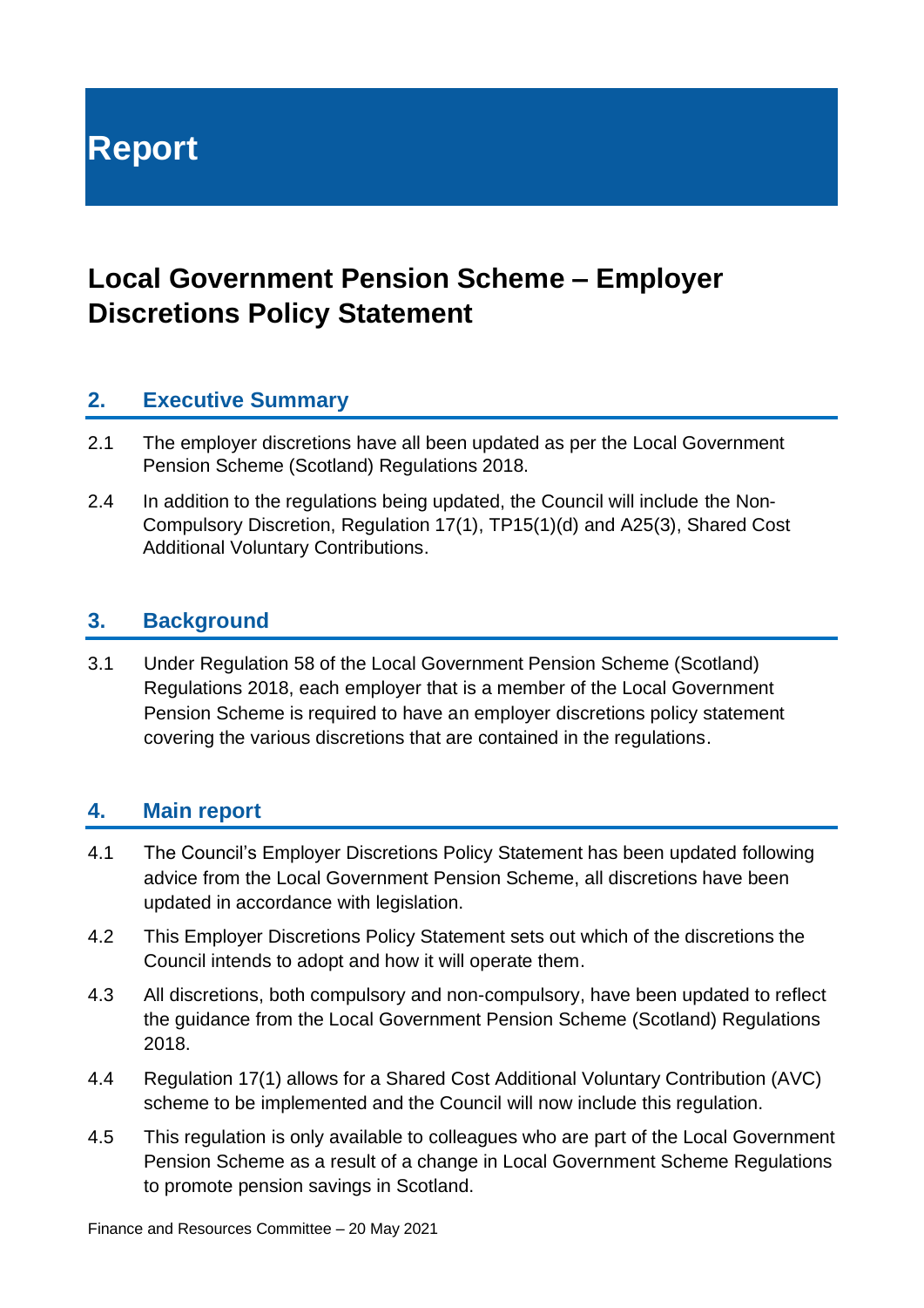# Report

## Local Government Pension Scheme – Employer Discretions Policy Statement

### 2. Executive Summary

2.1 The employer discretions have all been updated as per the Local Government Pension Scheme (Scotland) Regulations 2018.

2.4 In addition to the regulations being updated, the Council will include the Non-Compulsory Discretion, Regulation 17(1), TP15(1)(d) and A25(3), Shared Cost Additional Voluntary Contributions.

### 3. Background

3.1 Under Regulation 58 of the Local Government Pension Scheme (Scotland) Regulations 2018, each employer that is a member of the Local Government Pension Scheme is required to have an employer discretions policy statement covering the various discretions that are contained in the regulations.

### 4. Main report

4.1 The Council's Employer Discretions Policy Statement has been updated following advice from the Local Government Pension Scheme, all discretions have been updated in accordance with legislation.

4.2 This Employer Discretions Policy Statement sets out which of the discretions the Council intends to adopt and how it will operate them.

4.3 All discretions, both compulsory and non-compulsory, have been updated to reflect the guidance from the Local Government Pension Scheme (Scotland) Regulations 2018.

4.4 Regulation 17(1) allows for a Shared Cost Additional Voluntary Contribution (AVC) scheme to be implemented and the Council will now include this regulation.

4.5 This regulation is only available to colleagues who are part of the Local Government Pension Scheme as a result of a change in Local Government Scheme Regulations to promote pension savings in Scotland.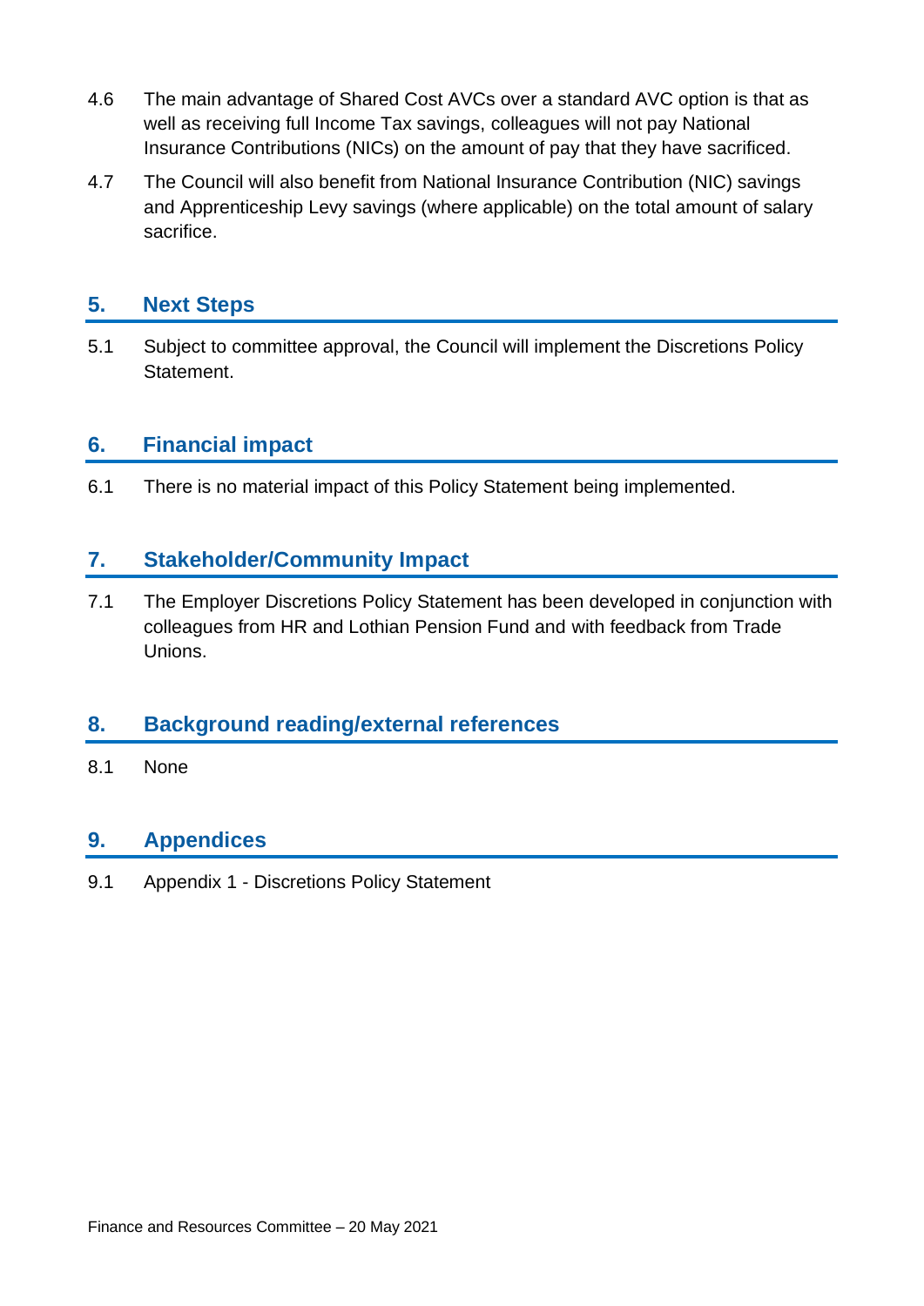4.6 The main advantage of Shared Cost AVCs over a standard AVC option is that as well as receiving full Income Tax savings, colleagues will not pay National Insurance Contributions (NICs) on the amount of pay that they have sacrificed.

4.7 The Council will also benefit from National Insurance Contribution (NIC) savings and Apprenticeship Levy savings (where applicable) on the total amount of salary sacrifice.

## 5. Next Steps

5.1 Subject to committee approval, the Council will implement the Discretions Policy Statement.

## 6. Financial impact

6.1 There is no material impact of this Policy Statement being implemented.

## 7. Stakeholder/Community Impact

7.1 The Employer Discretions Policy Statement has been developed in conjunction with colleagues from HR and Lothian Pension Fund and with feedback from Trade Unions.

## 8. Background reading/external references

8.1 None

## 9. Appendices

9.1 Appendix 1 - Discretions Policy Statement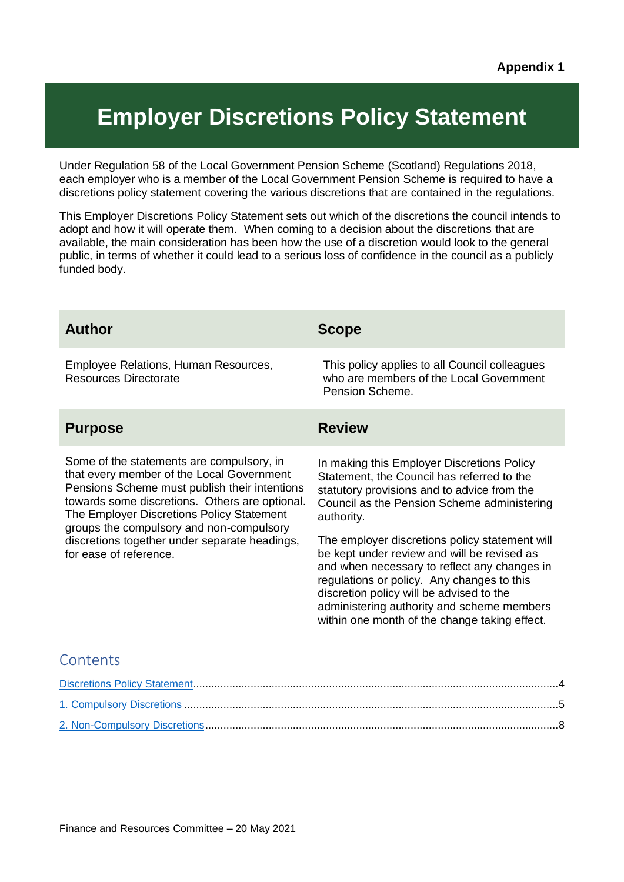Appendix 1

# Employer Discretions Policy Statement

Under Regulation 58 of the Local Government Pension Scheme (Scotland) Regulations 2018, each employer who is a member of the Local Government Pension Scheme is required to have a discretions policy statement covering the various discretions that are contained in the regulations.

This Employer Discretions Policy Statement sets out which of the discretions the council intends to adopt and how it will operate them. When coming to a decision about the discretions that are available, the main consideration has been how the use of a discretion would look to the general public, in terms of whether it could lead to a serious loss of confidence in the council as a publicly funded body.

| Author | Scope |
|---|---|
| Employee Relations, Human Resources, Resources Directorate | This policy applies to all Council colleagues who are members of the Local Government Pension Scheme. |
| **Purpose** | **Review** |
| Some of the statements are compulsory, in that every member of the Local Government Pensions Scheme must publish their intentions towards some discretions. Others are optional. The Employer Discretions Policy Statement groups the compulsory and non-compulsory discretions together under separate headings, for ease of reference. | In making this Employer Discretions Policy Statement, the Council has referred to the statutory provisions and to advice from the Council as the Pension Scheme administering authority.<br><br>The employer discretions policy statement will be kept under review and will be revised as and when necessary to reflect any changes in regulations or policy. Any changes to this discretion policy will be advised to the administering authority and scheme members within one month of the change taking effect. |

## Contents

Discretions Policy Statement....................4

1. Compulsory Discretions....................5

2. Non-Compulsory Discretions....................8

Finance and Resources Committee – 20 May 2021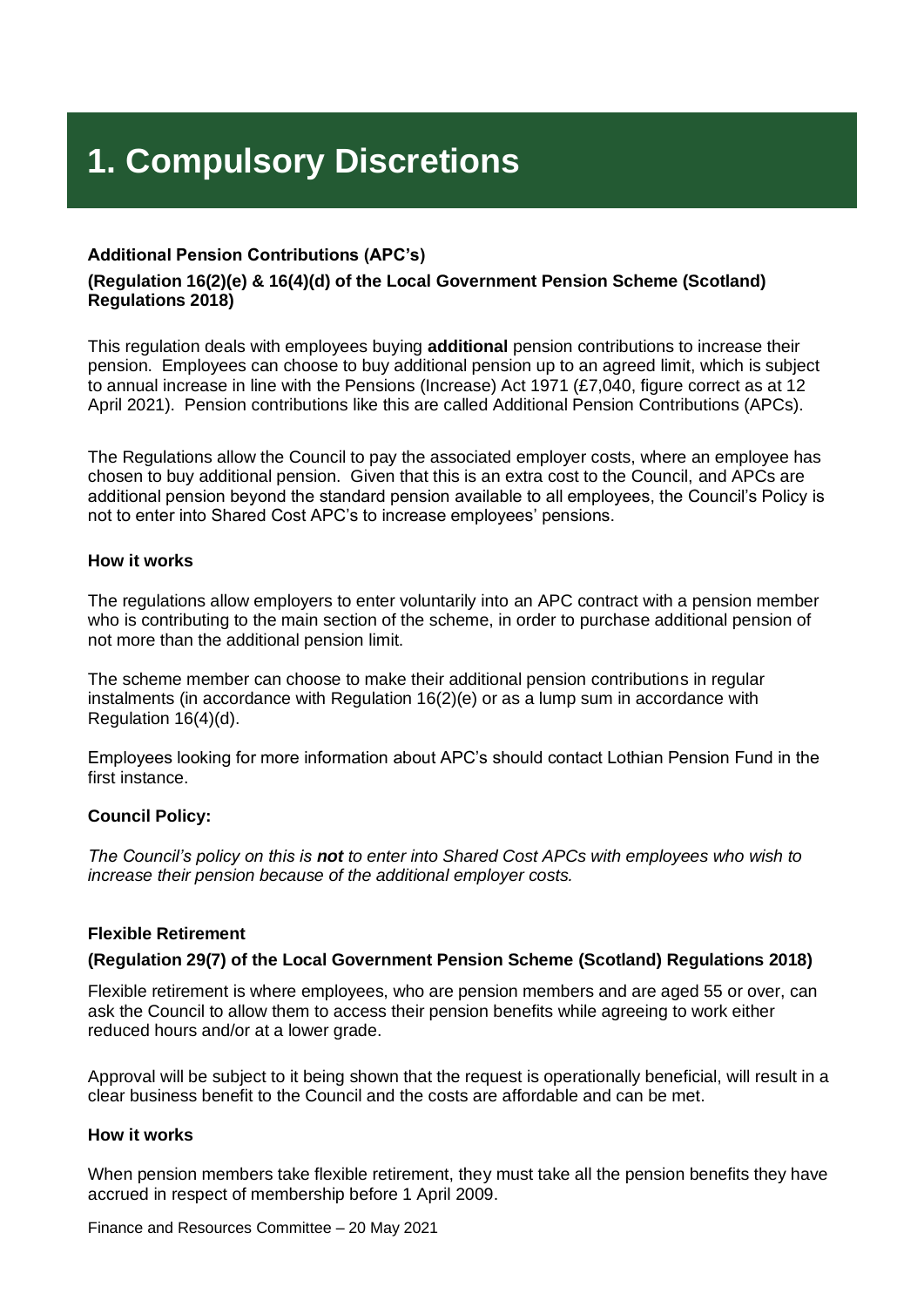# 1. Compulsory Discretions

**Additional Pension Contributions (APC's)**

**(Regulation 16(2)(e) & 16(4)(d) of the Local Government Pension Scheme (Scotland) Regulations 2018)**

This regulation deals with employees buying **additional** pension contributions to increase their pension. Employees can choose to buy additional pension up to an agreed limit, which is subject to annual increase in line with the Pensions (Increase) Act 1971 (£7,040, figure correct as at 12 April 2021). Pension contributions like this are called Additional Pension Contributions (APCs).

The Regulations allow the Council to pay the associated employer costs, where an employee has chosen to buy additional pension. Given that this is an extra cost to the Council, and APCs are additional pension beyond the standard pension available to all employees, the Council's Policy is not to enter into Shared Cost APC's to increase employees' pensions.

**How it works**

The regulations allow employers to enter voluntarily into an APC contract with a pension member who is contributing to the main section of the scheme, in order to purchase additional pension of not more than the additional pension limit.

The scheme member can choose to make their additional pension contributions in regular instalments (in accordance with Regulation 16(2)(e) or as a lump sum in accordance with Regulation 16(4)(d).

Employees looking for more information about APC's should contact Lothian Pension Fund in the first instance.

**Council Policy:**

*The Council's policy on this is **not** to enter into Shared Cost APCs with employees who wish to increase their pension because of the additional employer costs.*

**Flexible Retirement**

**(Regulation 29(7) of the Local Government Pension Scheme (Scotland) Regulations 2018)**

Flexible retirement is where employees, who are pension members and are aged 55 or over, can ask the Council to allow them to access their pension benefits while agreeing to work either reduced hours and/or at a lower grade.

Approval will be subject to it being shown that the request is operationally beneficial, will result in a clear business benefit to the Council and the costs are affordable and can be met.

**How it works**

When pension members take flexible retirement, they must take all the pension benefits they have accrued in respect of membership before 1 April 2009.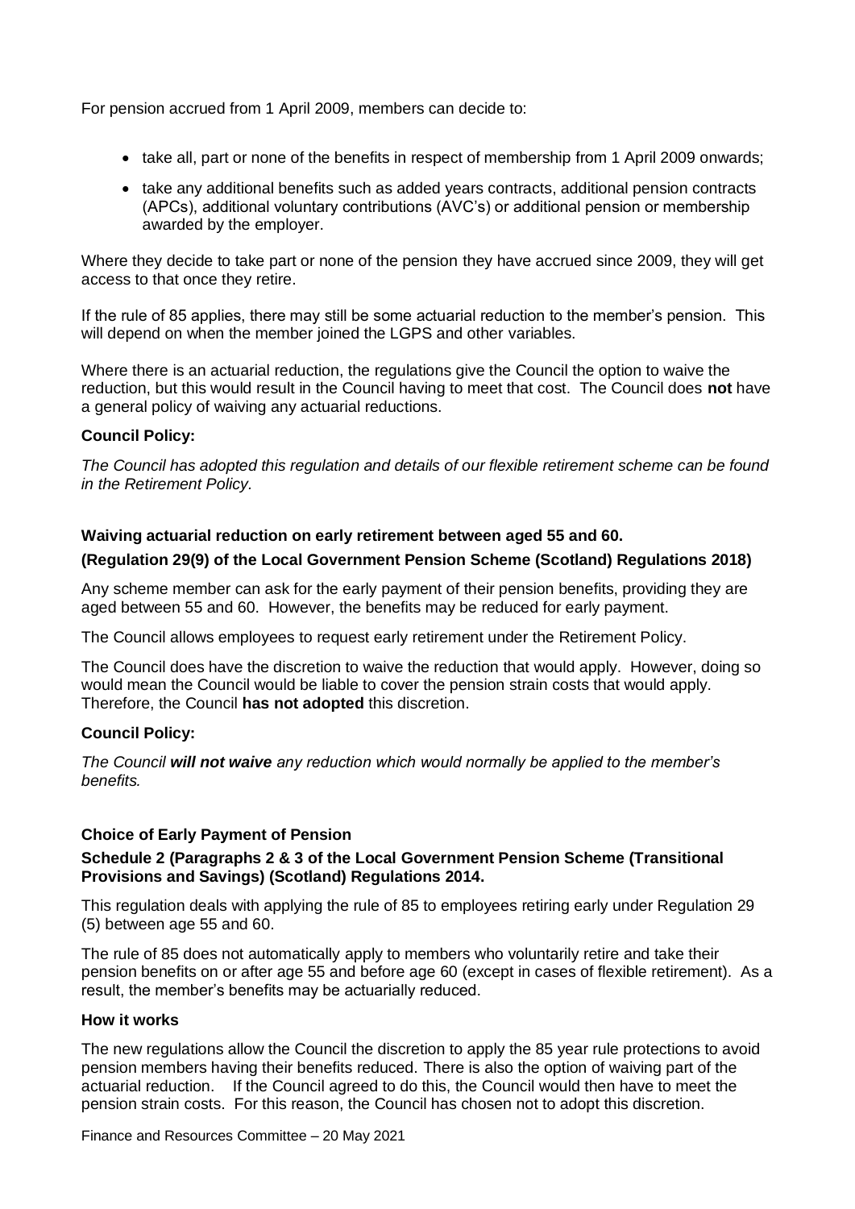For pension accrued from 1 April 2009, members can decide to:

- take all, part or none of the benefits in respect of membership from 1 April 2009 onwards;
- take any additional benefits such as added years contracts, additional pension contracts (APCs), additional voluntary contributions (AVC's) or additional pension or membership awarded by the employer.

Where they decide to take part or none of the pension they have accrued since 2009, they will get access to that once they retire.

If the rule of 85 applies, there may still be some actuarial reduction to the member's pension. This will depend on when the member joined the LGPS and other variables.

Where there is an actuarial reduction, the regulations give the Council the option to waive the reduction, but this would result in the Council having to meet that cost. The Council does **not** have a general policy of waiving any actuarial reductions.

**Council Policy:**

*The Council has adopted this regulation and details of our flexible retirement scheme can be found in the Retirement Policy.*

**Waiving actuarial reduction on early retirement between aged 55 and 60.**

**(Regulation 29(9) of the Local Government Pension Scheme (Scotland) Regulations 2018)**

Any scheme member can ask for the early payment of their pension benefits, providing they are aged between 55 and 60. However, the benefits may be reduced for early payment.

The Council allows employees to request early retirement under the Retirement Policy.

The Council does have the discretion to waive the reduction that would apply. However, doing so would mean the Council would be liable to cover the pension strain costs that would apply. Therefore, the Council **has not adopted** this discretion.

**Council Policy:**

*The Council* ***will not waive*** *any reduction which would normally be applied to the member's benefits.*

**Choice of Early Payment of Pension**

**Schedule 2 (Paragraphs 2 & 3 of the Local Government Pension Scheme (Transitional Provisions and Savings) (Scotland) Regulations 2014.**

This regulation deals with applying the rule of 85 to employees retiring early under Regulation 29 (5) between age 55 and 60.

The rule of 85 does not automatically apply to members who voluntarily retire and take their pension benefits on or after age 55 and before age 60 (except in cases of flexible retirement). As a result, the member's benefits may be actuarially reduced.

**How it works**

The new regulations allow the Council the discretion to apply the 85 year rule protections to avoid pension members having their benefits reduced. There is also the option of waiving part of the actuarial reduction. If the Council agreed to do this, the Council would then have to meet the pension strain costs. For this reason, the Council has chosen not to adopt this discretion.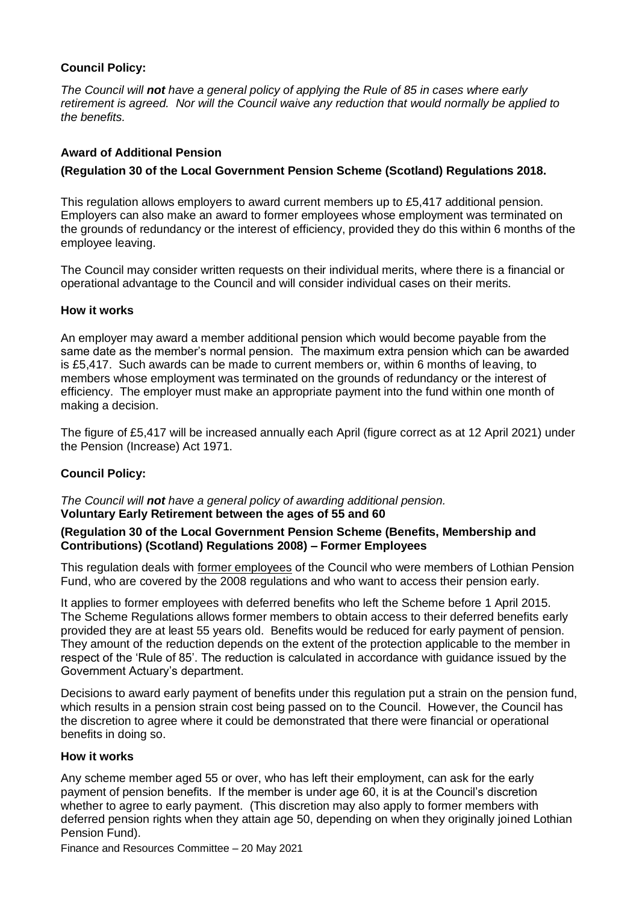**Council Policy:**

*The Council will **not** have a general policy of applying the Rule of 85 in cases where early retirement is agreed. Nor will the Council waive any reduction that would normally be applied to the benefits.*

**Award of Additional Pension**

**(Regulation 30 of the Local Government Pension Scheme (Scotland) Regulations 2018.**

This regulation allows employers to award current members up to £5,417 additional pension. Employers can also make an award to former employees whose employment was terminated on the grounds of redundancy or the interest of efficiency, provided they do this within 6 months of the employee leaving.

The Council may consider written requests on their individual merits, where there is a financial or operational advantage to the Council and will consider individual cases on their merits.

**How it works**

An employer may award a member additional pension which would become payable from the same date as the member's normal pension. The maximum extra pension which can be awarded is £5,417. Such awards can be made to current members or, within 6 months of leaving, to members whose employment was terminated on the grounds of redundancy or the interest of efficiency. The employer must make an appropriate payment into the fund within one month of making a decision.

The figure of £5,417 will be increased annually each April (figure correct as at 12 April 2021) under the Pension (Increase) Act 1971.

**Council Policy:**

*The Council will **not** have a general policy of awarding additional pension.*

**Voluntary Early Retirement between the ages of 55 and 60**

**(Regulation 30 of the Local Government Pension Scheme (Benefits, Membership and Contributions) (Scotland) Regulations 2008) – Former Employees**

This regulation deals with former employees of the Council who were members of Lothian Pension Fund, who are covered by the 2008 regulations and who want to access their pension early.

It applies to former employees with deferred benefits who left the Scheme before 1 April 2015. The Scheme Regulations allows former members to obtain access to their deferred benefits early provided they are at least 55 years old. Benefits would be reduced for early payment of pension. They amount of the reduction depends on the extent of the protection applicable to the member in respect of the 'Rule of 85'. The reduction is calculated in accordance with guidance issued by the Government Actuary's department.

Decisions to award early payment of benefits under this regulation put a strain on the pension fund, which results in a pension strain cost being passed on to the Council. However, the Council has the discretion to agree where it could be demonstrated that there were financial or operational benefits in doing so.

**How it works**

Any scheme member aged 55 or over, who has left their employment, can ask for the early payment of pension benefits. If the member is under age 60, it is at the Council's discretion whether to agree to early payment. (This discretion may also apply to former members with deferred pension rights when they attain age 50, depending on when they originally joined Lothian Pension Fund).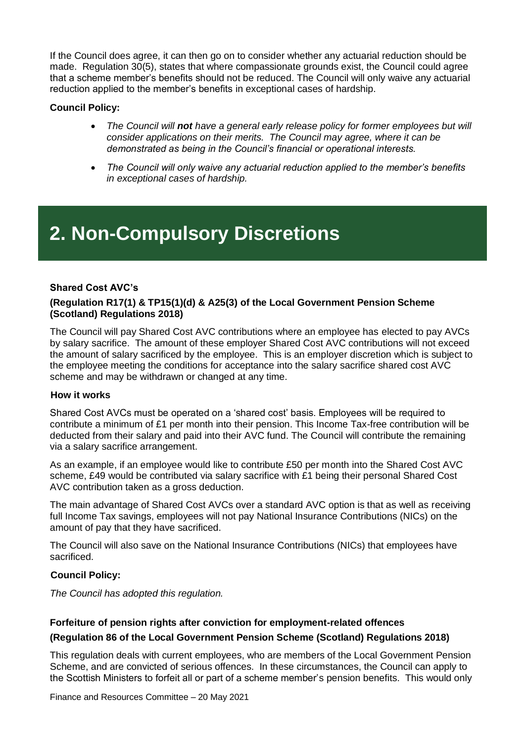If the Council does agree, it can then go on to consider whether any actuarial reduction should be made. Regulation 30(5), states that where compassionate grounds exist, the Council could agree that a scheme member's benefits should not be reduced. The Council will only waive any actuarial reduction applied to the member's benefits in exceptional cases of hardship.

**Council Policy:**

- *The Council will **not** have a general early release policy for former employees but will consider applications on their merits. The Council may agree, where it can be demonstrated as being in the Council's financial or operational interests.*
- *The Council will only waive any actuarial reduction applied to the member's benefits in exceptional cases of hardship.*

# 2. Non-Compulsory Discretions

**Shared Cost AVC's**

**(Regulation R17(1) & TP15(1)(d) & A25(3) of the Local Government Pension Scheme (Scotland) Regulations 2018)**

The Council will pay Shared Cost AVC contributions where an employee has elected to pay AVCs by salary sacrifice. The amount of these employer Shared Cost AVC contributions will not exceed the amount of salary sacrificed by the employee. This is an employer discretion which is subject to the employee meeting the conditions for acceptance into the salary sacrifice shared cost AVC scheme and may be withdrawn or changed at any time.

**How it works**

Shared Cost AVCs must be operated on a 'shared cost' basis. Employees will be required to contribute a minimum of £1 per month into their pension. This Income Tax-free contribution will be deducted from their salary and paid into their AVC fund. The Council will contribute the remaining via a salary sacrifice arrangement.

As an example, if an employee would like to contribute £50 per month into the Shared Cost AVC scheme, £49 would be contributed via salary sacrifice with £1 being their personal Shared Cost AVC contribution taken as a gross deduction.

The main advantage of Shared Cost AVCs over a standard AVC option is that as well as receiving full Income Tax savings, employees will not pay National Insurance Contributions (NICs) on the amount of pay that they have sacrificed.

The Council will also save on the National Insurance Contributions (NICs) that employees have sacrificed.

**Council Policy:**

*The Council has adopted this regulation.*

**Forfeiture of pension rights after conviction for employment-related offences**

**(Regulation 86 of the Local Government Pension Scheme (Scotland) Regulations 2018)**

This regulation deals with current employees, who are members of the Local Government Pension Scheme, and are convicted of serious offences. In these circumstances, the Council can apply to the Scottish Ministers to forfeit all or part of a scheme member's pension benefits. This would only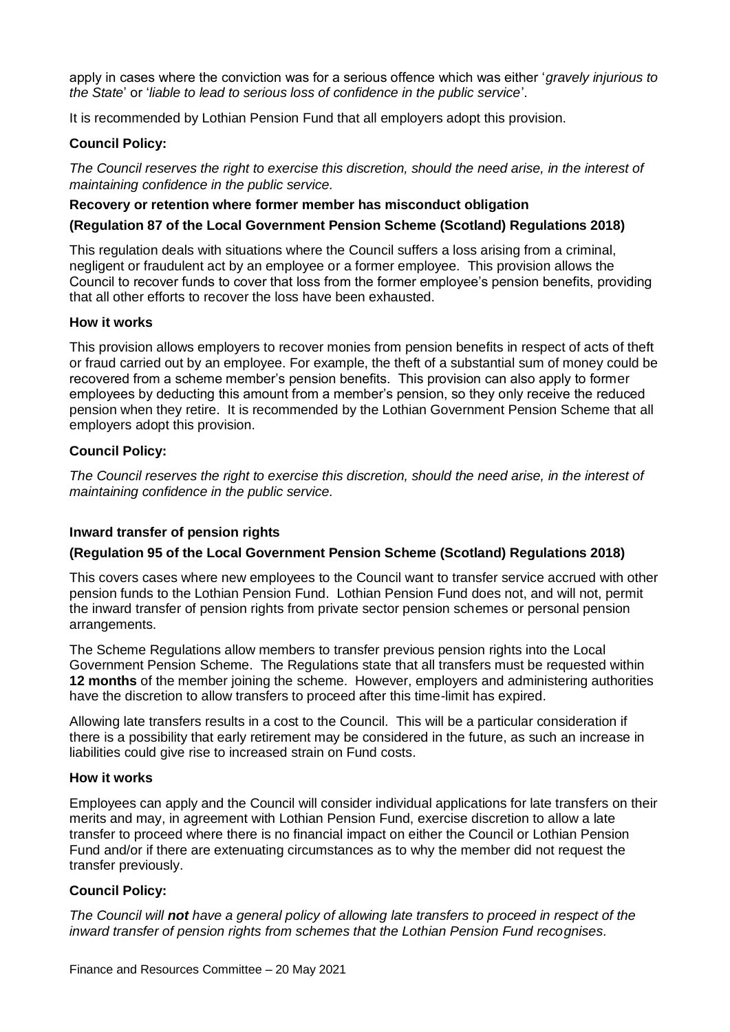apply in cases where the conviction was for a serious offence which was either '*gravely injurious to the State*' or '*liable to lead to serious loss of confidence in the public service*'.

It is recommended by Lothian Pension Fund that all employers adopt this provision.

**Council Policy:**

*The Council reserves the right to exercise this discretion, should the need arise, in the interest of maintaining confidence in the public service.*

**Recovery or retention where former member has misconduct obligation**

**(Regulation 87 of the Local Government Pension Scheme (Scotland) Regulations 2018)**

This regulation deals with situations where the Council suffers a loss arising from a criminal, negligent or fraudulent act by an employee or a former employee. This provision allows the Council to recover funds to cover that loss from the former employee's pension benefits, providing that all other efforts to recover the loss have been exhausted.

**How it works**

This provision allows employers to recover monies from pension benefits in respect of acts of theft or fraud carried out by an employee. For example, the theft of a substantial sum of money could be recovered from a scheme member's pension benefits. This provision can also apply to former employees by deducting this amount from a member's pension, so they only receive the reduced pension when they retire. It is recommended by the Lothian Government Pension Scheme that all employers adopt this provision.

**Council Policy:**

*The Council reserves the right to exercise this discretion, should the need arise, in the interest of maintaining confidence in the public service.*

**Inward transfer of pension rights**

**(Regulation 95 of the Local Government Pension Scheme (Scotland) Regulations 2018)**

This covers cases where new employees to the Council want to transfer service accrued with other pension funds to the Lothian Pension Fund. Lothian Pension Fund does not, and will not, permit the inward transfer of pension rights from private sector pension schemes or personal pension arrangements.

The Scheme Regulations allow members to transfer previous pension rights into the Local Government Pension Scheme. The Regulations state that all transfers must be requested within **12 months** of the member joining the scheme. However, employers and administering authorities have the discretion to allow transfers to proceed after this time-limit has expired.

Allowing late transfers results in a cost to the Council. This will be a particular consideration if there is a possibility that early retirement may be considered in the future, as such an increase in liabilities could give rise to increased strain on Fund costs.

**How it works**

Employees can apply and the Council will consider individual applications for late transfers on their merits and may, in agreement with Lothian Pension Fund, exercise discretion to allow a late transfer to proceed where there is no financial impact on either the Council or Lothian Pension Fund and/or if there are extenuating circumstances as to why the member did not request the transfer previously.

**Council Policy:**

*The Council will* ***not*** *have a general policy of allowing late transfers to proceed in respect of the inward transfer of pension rights from schemes that the Lothian Pension Fund recognises.*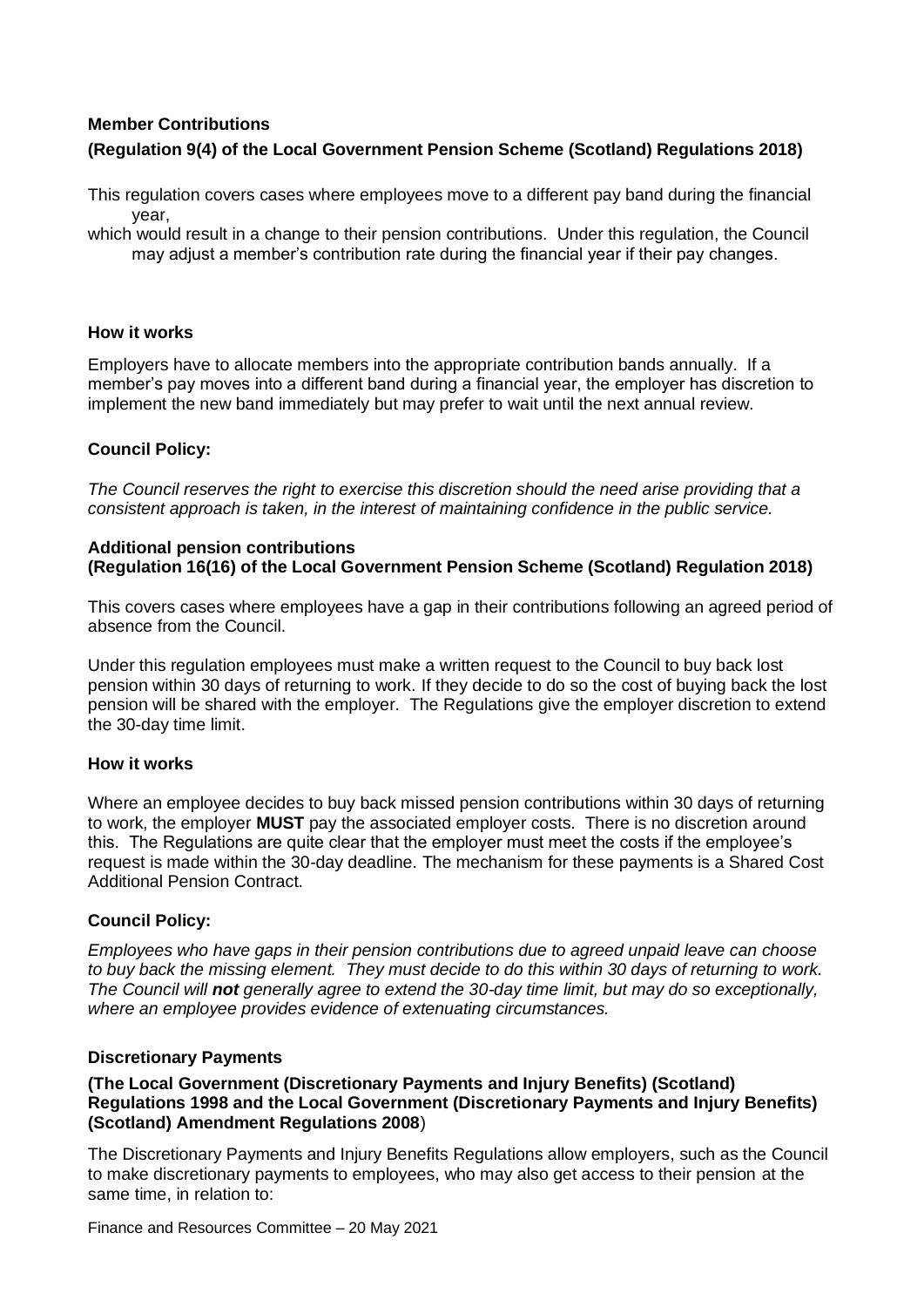**Member Contributions**

**(Regulation 9(4) of the Local Government Pension Scheme (Scotland) Regulations 2018)**

This regulation covers cases where employees move to a different pay band during the financial year, which would result in a change to their pension contributions. Under this regulation, the Council may adjust a member's contribution rate during the financial year if their pay changes.

**How it works**

Employers have to allocate members into the appropriate contribution bands annually. If a member's pay moves into a different band during a financial year, the employer has discretion to implement the new band immediately but may prefer to wait until the next annual review.

**Council Policy:**

*The Council reserves the right to exercise this discretion should the need arise providing that a consistent approach is taken, in the interest of maintaining confidence in the public service.*

**Additional pension contributions**
**(Regulation 16(16) of the Local Government Pension Scheme (Scotland) Regulation 2018)**

This covers cases where employees have a gap in their contributions following an agreed period of absence from the Council.

Under this regulation employees must make a written request to the Council to buy back lost pension within 30 days of returning to work. If they decide to do so the cost of buying back the lost pension will be shared with the employer. The Regulations give the employer discretion to extend the 30-day time limit.

**How it works**

Where an employee decides to buy back missed pension contributions within 30 days of returning to work, the employer **MUST** pay the associated employer costs. There is no discretion around this. The Regulations are quite clear that the employer must meet the costs if the employee's request is made within the 30-day deadline. The mechanism for these payments is a Shared Cost Additional Pension Contract.

**Council Policy:**

*Employees who have gaps in their pension contributions due to agreed unpaid leave can choose to buy back the missing element. They must decide to do this within 30 days of returning to work. The Council will **not** generally agree to extend the 30-day time limit, but may do so exceptionally, where an employee provides evidence of extenuating circumstances.*

**Discretionary Payments**

**(The Local Government (Discretionary Payments and Injury Benefits) (Scotland) Regulations 1998 and the Local Government (Discretionary Payments and Injury Benefits) (Scotland) Amendment Regulations 2008)**

The Discretionary Payments and Injury Benefits Regulations allow employers, such as the Council to make discretionary payments to employees, who may also get access to their pension at the same time, in relation to: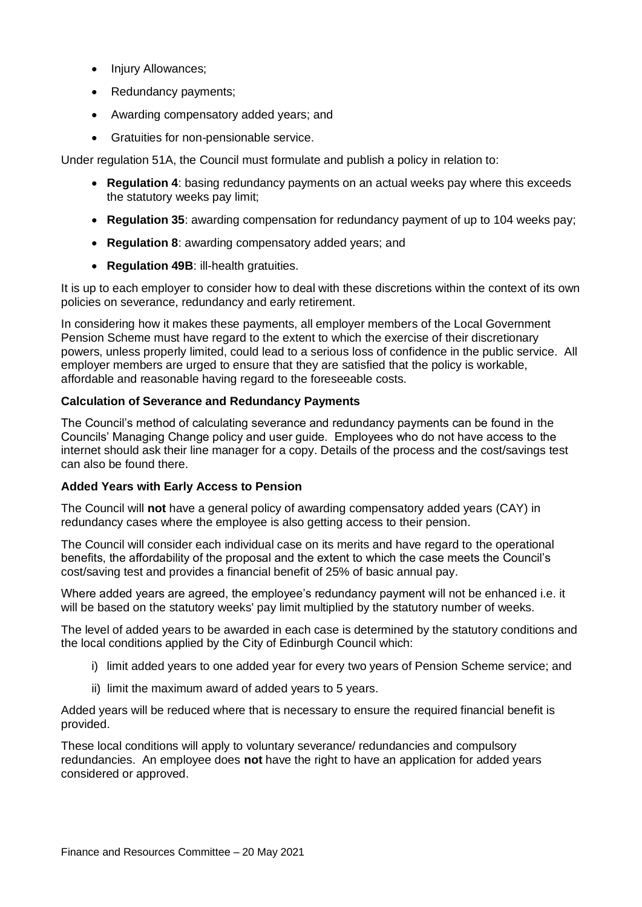- Injury Allowances;
- Redundancy payments;
- Awarding compensatory added years; and
- Gratuities for non-pensionable service.

Under regulation 51A, the Council must formulate and publish a policy in relation to:

- **Regulation 4**: basing redundancy payments on an actual weeks pay where this exceeds the statutory weeks pay limit;
- **Regulation 35**: awarding compensation for redundancy payment of up to 104 weeks pay;
- **Regulation 8**: awarding compensatory added years; and
- **Regulation 49B**: ill-health gratuities.

It is up to each employer to consider how to deal with these discretions within the context of its own policies on severance, redundancy and early retirement.

In considering how it makes these payments, all employer members of the Local Government Pension Scheme must have regard to the extent to which the exercise of their discretionary powers, unless properly limited, could lead to a serious loss of confidence in the public service. All employer members are urged to ensure that they are satisfied that the policy is workable, affordable and reasonable having regard to the foreseeable costs.

**Calculation of Severance and Redundancy Payments**

The Council's method of calculating severance and redundancy payments can be found in the Councils' Managing Change policy and user guide. Employees who do not have access to the internet should ask their line manager for a copy. Details of the process and the cost/savings test can also be found there.

**Added Years with Early Access to Pension**

The Council will **not** have a general policy of awarding compensatory added years (CAY) in redundancy cases where the employee is also getting access to their pension.

The Council will consider each individual case on its merits and have regard to the operational benefits, the affordability of the proposal and the extent to which the case meets the Council's cost/saving test and provides a financial benefit of 25% of basic annual pay.

Where added years are agreed, the employee's redundancy payment will not be enhanced i.e. it will be based on the statutory weeks' pay limit multiplied by the statutory number of weeks.

The level of added years to be awarded in each case is determined by the statutory conditions and the local conditions applied by the City of Edinburgh Council which:

i) limit added years to one added year for every two years of Pension Scheme service; and

ii) limit the maximum award of added years to 5 years.

Added years will be reduced where that is necessary to ensure the required financial benefit is provided.

These local conditions will apply to voluntary severance/ redundancies and compulsory redundancies. An employee does **not** have the right to have an application for added years considered or approved.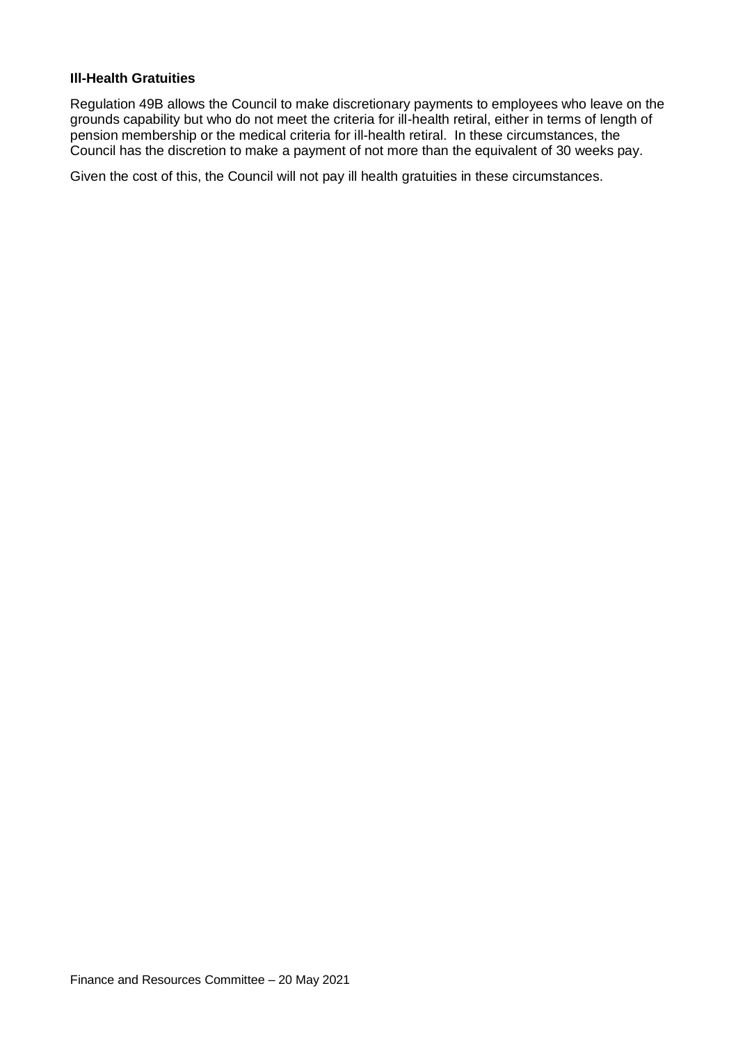**Ill-Health Gratuities**

Regulation 49B allows the Council to make discretionary payments to employees who leave on the grounds capability but who do not meet the criteria for ill-health retiral, either in terms of length of pension membership or the medical criteria for ill-health retiral. In these circumstances, the Council has the discretion to make a payment of not more than the equivalent of 30 weeks pay.

Given the cost of this, the Council will not pay ill health gratuities in these circumstances.